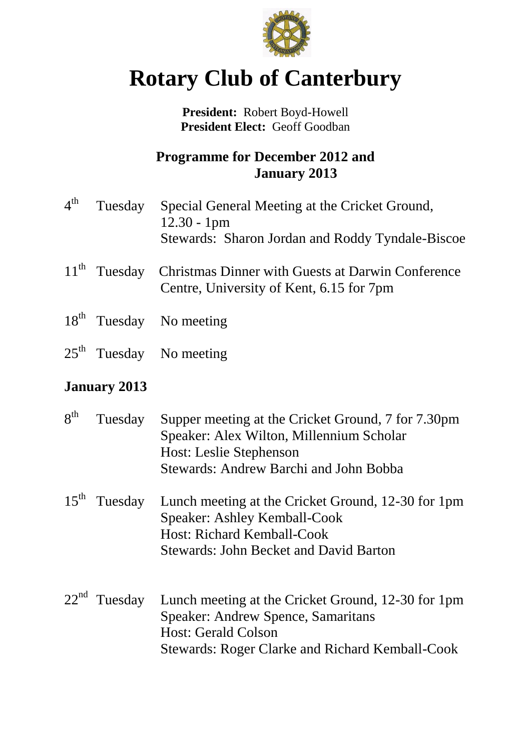# Rotary Club of Canterbury

**President:** Robert Boyd-Howell
**President Elect:** Geoff Goodban

## Programme for December 2012 and January 2013

4th Tuesday — Special General Meeting at the Cricket Ground, 12.30 - 1pm
Stewards: Sharon Jordan and Roddy Tyndale-Biscoe

11th Tuesday — Christmas Dinner with Guests at Darwin Conference Centre, University of Kent, 6.15 for 7pm

18th Tuesday — No meeting

25th Tuesday — No meeting

## January 2013

8th Tuesday — Supper meeting at the Cricket Ground, 7 for 7.30pm
Speaker: Alex Wilton, Millennium Scholar
Host: Leslie Stephenson
Stewards: Andrew Barchi and John Bobba

15th Tuesday — Lunch meeting at the Cricket Ground, 12-30 for 1pm
Speaker: Ashley Kemball-Cook
Host: Richard Kemball-Cook
Stewards: John Becket and David Barton

22nd Tuesday — Lunch meeting at the Cricket Ground, 12-30 for 1pm
Speaker: Andrew Spence, Samaritans
Host: Gerald Colson
Stewards: Roger Clarke and Richard Kemball-Cook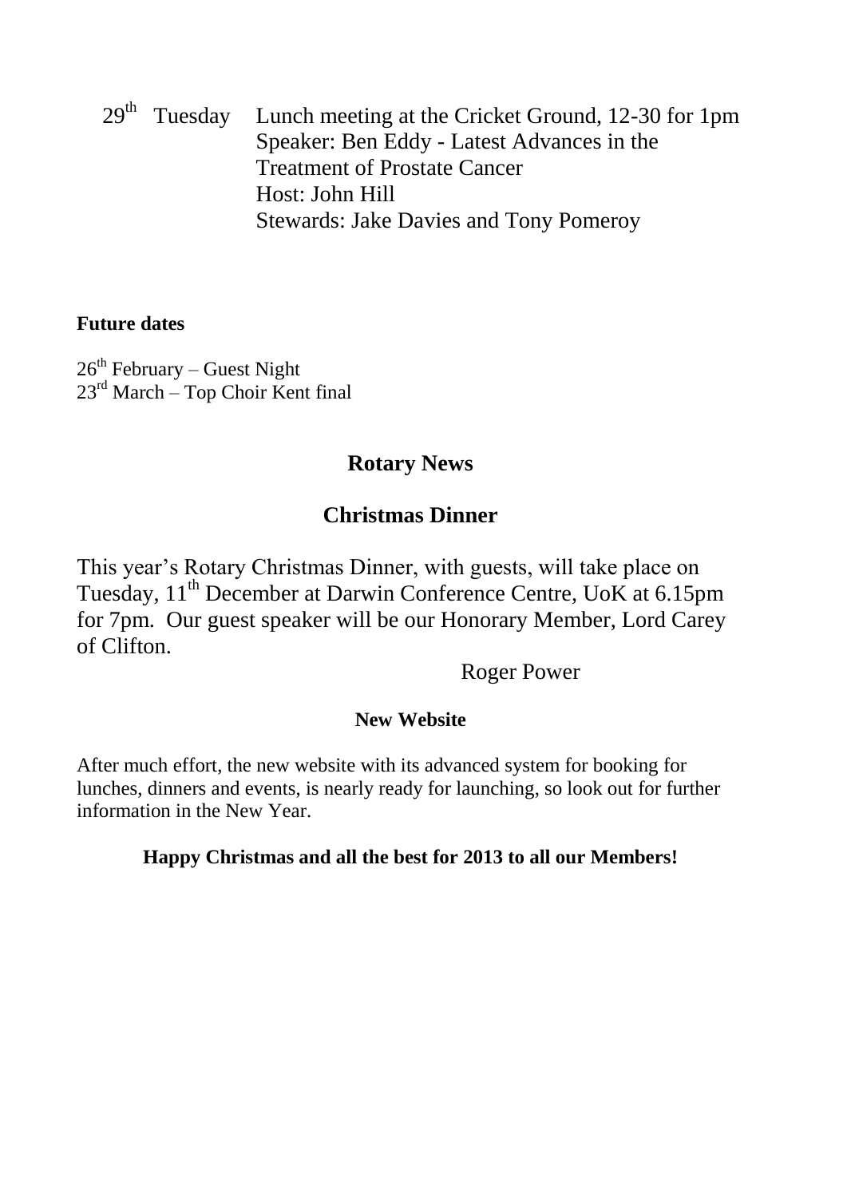29th Tuesday Lunch meeting at the Cricket Ground, 12-30 for 1pm
Speaker: Ben Eddy - Latest Advances in the Treatment of Prostate Cancer
Host: John Hill
Stewards: Jake Davies and Tony Pomeroy

**Future dates**

26th February – Guest Night
23rd March – Top Choir Kent final

## Rotary News

## Christmas Dinner

This year's Rotary Christmas Dinner, with guests, will take place on Tuesday, 11th December at Darwin Conference Centre, UoK at 6.15pm for 7pm. Our guest speaker will be our Honorary Member, Lord Carey of Clifton.

Roger Power

### New Website

After much effort, the new website with its advanced system for booking for lunches, dinners and events, is nearly ready for launching, so look out for further information in the New Year.

**Happy Christmas and all the best for 2013 to all our Members!**